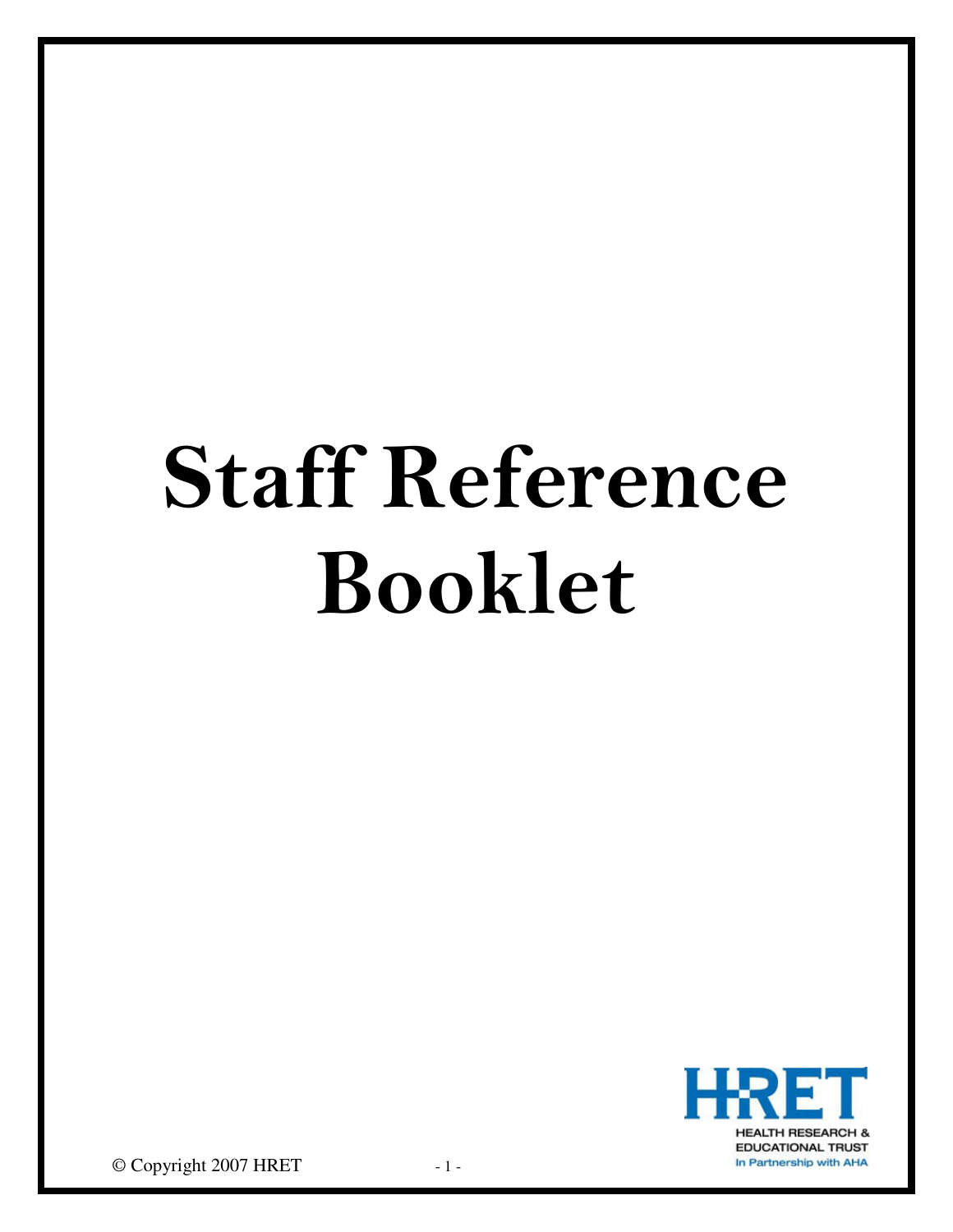# Staff Reference Booklet

HRET

HEALTH RESEARCH & EDUCATIONAL TRUST

In Partnership with AHA

© Copyright 2007 HRET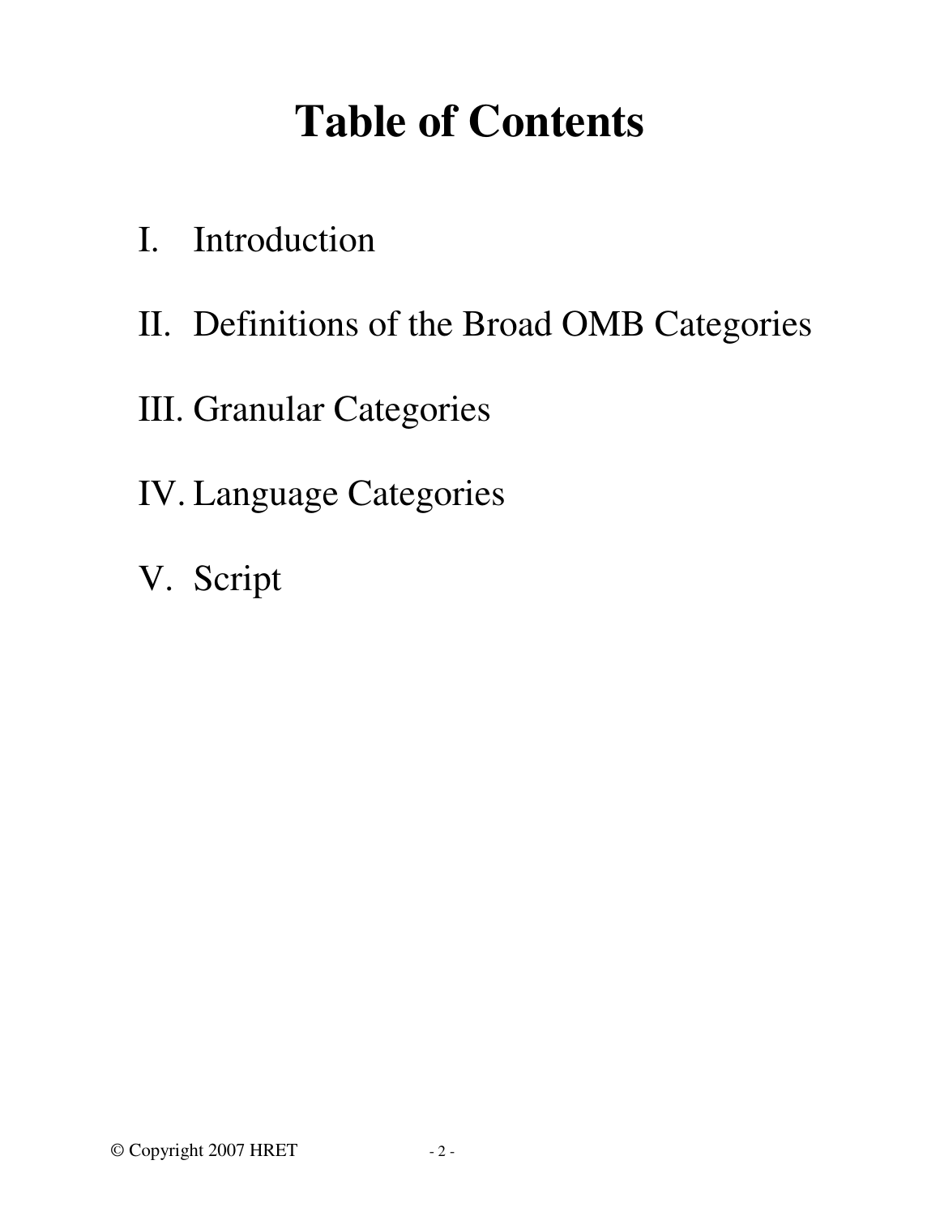# Table of Contents

I. Introduction

II. Definitions of the Broad OMB Categories

III. Granular Categories

IV. Language Categories

V. Script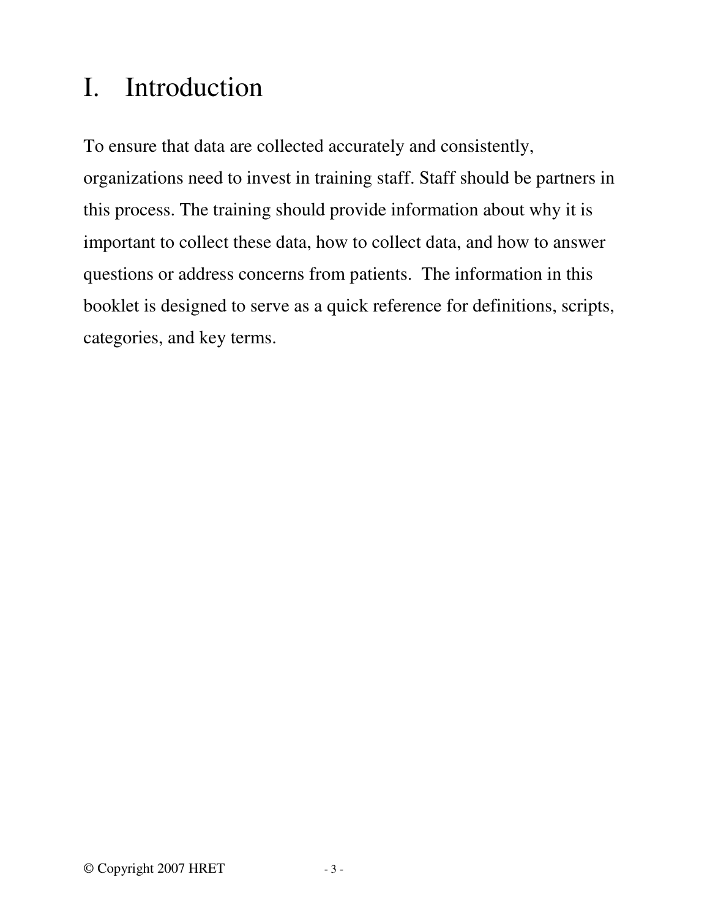# I. Introduction

To ensure that data are collected accurately and consistently, organizations need to invest in training staff. Staff should be partners in this process. The training should provide information about why it is important to collect these data, how to collect data, and how to answer questions or address concerns from patients. The information in this booklet is designed to serve as a quick reference for definitions, scripts, categories, and key terms.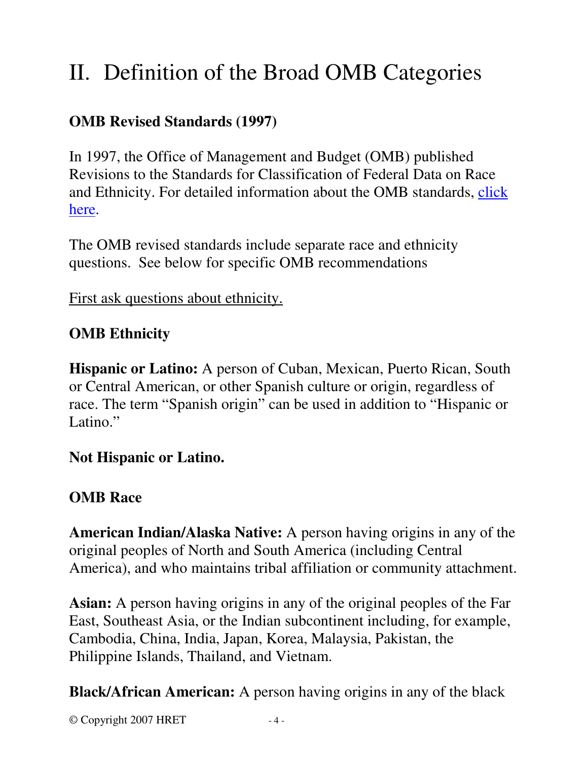# II. Definition of the Broad OMB Categories

**OMB Revised Standards (1997)**

In 1997, the Office of Management and Budget (OMB) published Revisions to the Standards for Classification of Federal Data on Race and Ethnicity. For detailed information about the OMB standards, click here.

The OMB revised standards include separate race and ethnicity questions. See below for specific OMB recommendations

First ask questions about ethnicity.

**OMB Ethnicity**

**Hispanic or Latino:** A person of Cuban, Mexican, Puerto Rican, South or Central American, or other Spanish culture or origin, regardless of race. The term "Spanish origin" can be used in addition to "Hispanic or Latino."

**Not Hispanic or Latino.**

**OMB Race**

**American Indian/Alaska Native:** A person having origins in any of the original peoples of North and South America (including Central America), and who maintains tribal affiliation or community attachment.

**Asian:** A person having origins in any of the original peoples of the Far East, Southeast Asia, or the Indian subcontinent including, for example, Cambodia, China, India, Japan, Korea, Malaysia, Pakistan, the Philippine Islands, Thailand, and Vietnam.

**Black/African American:** A person having origins in any of the black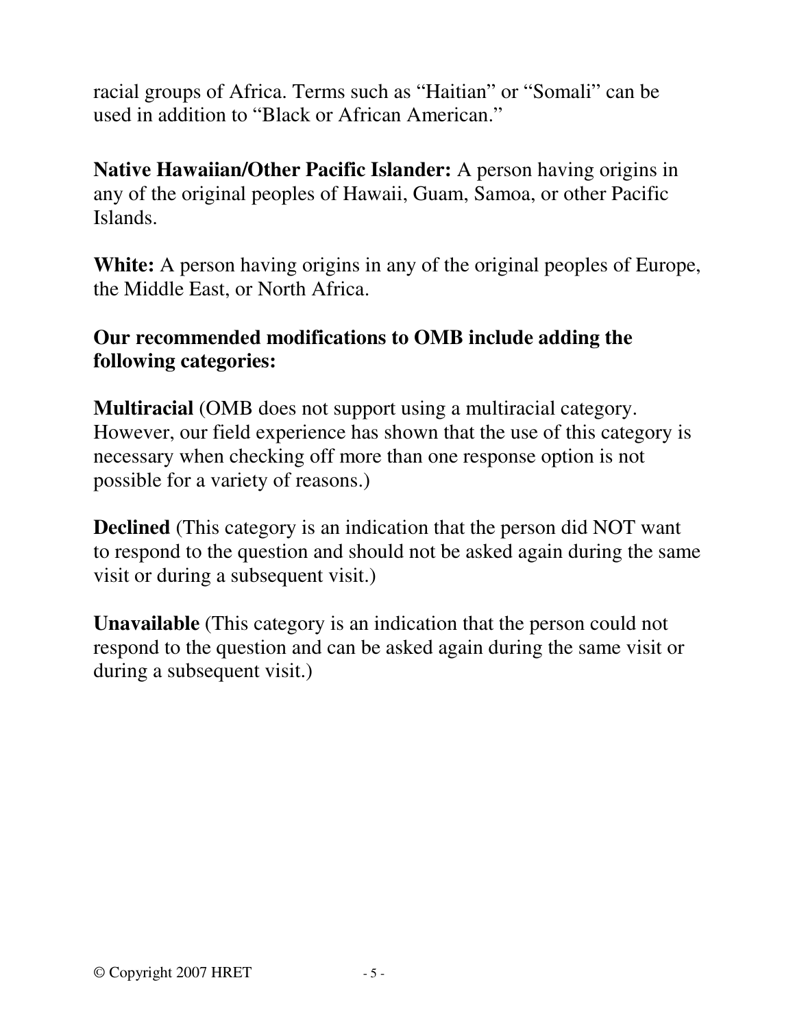racial groups of Africa. Terms such as "Haitian" or "Somali" can be used in addition to "Black or African American."

**Native Hawaiian/Other Pacific Islander:** A person having origins in any of the original peoples of Hawaii, Guam, Samoa, or other Pacific Islands.

**White:** A person having origins in any of the original peoples of Europe, the Middle East, or North Africa.

**Our recommended modifications to OMB include adding the following categories:**

**Multiracial** (OMB does not support using a multiracial category. However, our field experience has shown that the use of this category is necessary when checking off more than one response option is not possible for a variety of reasons.)

**Declined** (This category is an indication that the person did NOT want to respond to the question and should not be asked again during the same visit or during a subsequent visit.)

**Unavailable** (This category is an indication that the person could not respond to the question and can be asked again during the same visit or during a subsequent visit.)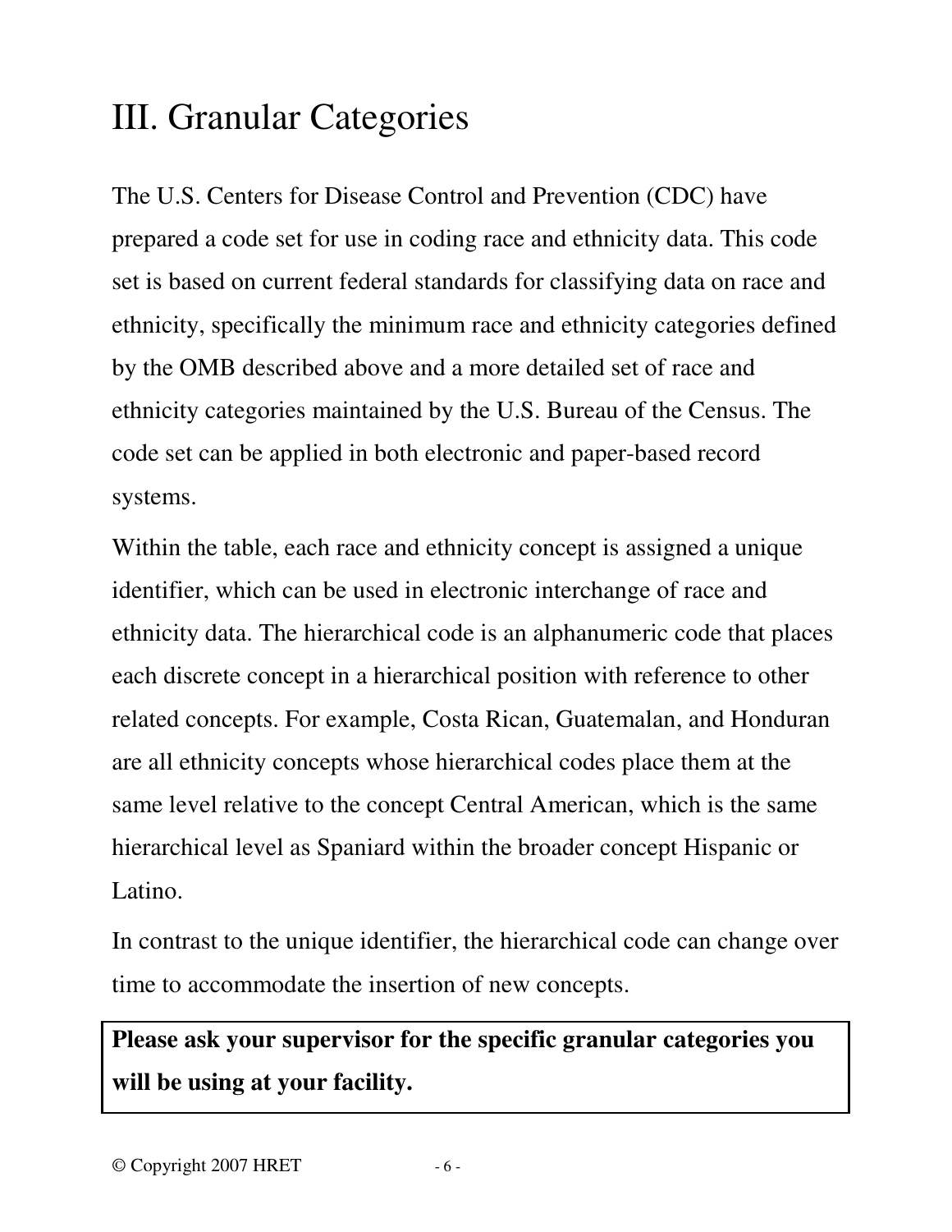# III. Granular Categories

The U.S. Centers for Disease Control and Prevention (CDC) have prepared a code set for use in coding race and ethnicity data. This code set is based on current federal standards for classifying data on race and ethnicity, specifically the minimum race and ethnicity categories defined by the OMB described above and a more detailed set of race and ethnicity categories maintained by the U.S. Bureau of the Census. The code set can be applied in both electronic and paper-based record systems.

Within the table, each race and ethnicity concept is assigned a unique identifier, which can be used in electronic interchange of race and ethnicity data. The hierarchical code is an alphanumeric code that places each discrete concept in a hierarchical position with reference to other related concepts. For example, Costa Rican, Guatemalan, and Honduran are all ethnicity concepts whose hierarchical codes place them at the same level relative to the concept Central American, which is the same hierarchical level as Spaniard within the broader concept Hispanic or Latino.

In contrast to the unique identifier, the hierarchical code can change over time to accommodate the insertion of new concepts.

**Please ask your supervisor for the specific granular categories you will be using at your facility.**

© Copyright 2007 HRET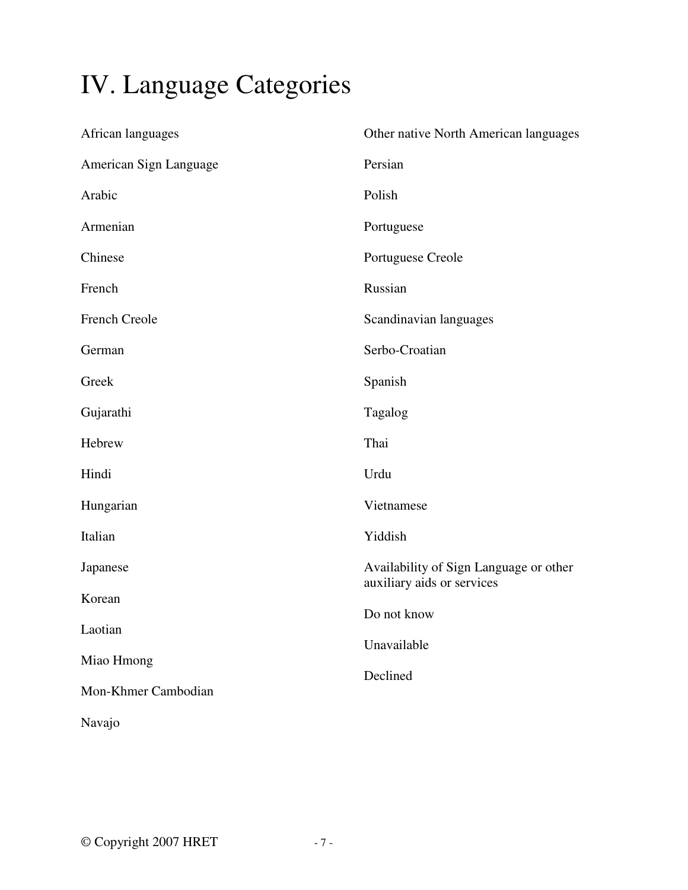# IV. Language Categories

African languages

American Sign Language

Arabic

Armenian

Chinese

French

French Creole

German

Greek

Gujarathi

Hebrew

Hindi

Hungarian

Italian

Japanese

Korean

Laotian

Miao Hmong

Mon-Khmer Cambodian

Navajo

Other native North American languages

Persian

Polish

Portuguese

Portuguese Creole

Russian

Scandinavian languages

Serbo-Croatian

Spanish

Tagalog

Thai

Urdu

Vietnamese

Yiddish

Availability of Sign Language or other auxiliary aids or services

Do not know

Unavailable

Declined

© Copyright 2007 HRET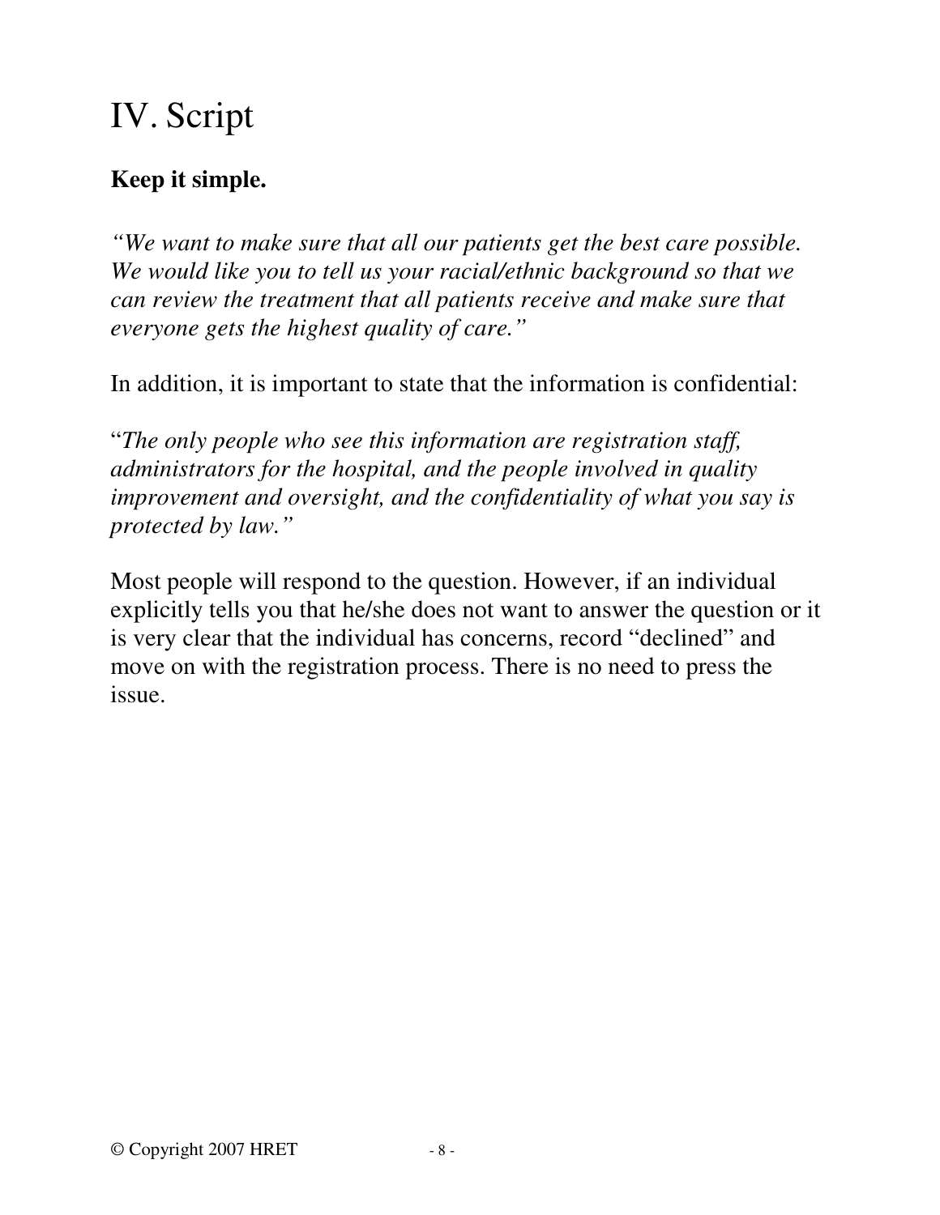# IV. Script

**Keep it simple.**

*"We want to make sure that all our patients get the best care possible. We would like you to tell us your racial/ethnic background so that we can review the treatment that all patients receive and make sure that everyone gets the highest quality of care."*

In addition, it is important to state that the information is confidential:

"*The only people who see this information are registration staff, administrators for the hospital, and the people involved in quality improvement and oversight, and the confidentiality of what you say is protected by law."*

Most people will respond to the question. However, if an individual explicitly tells you that he/she does not want to answer the question or it is very clear that the individual has concerns, record "declined" and move on with the registration process. There is no need to press the issue.

© Copyright 2007 HRET